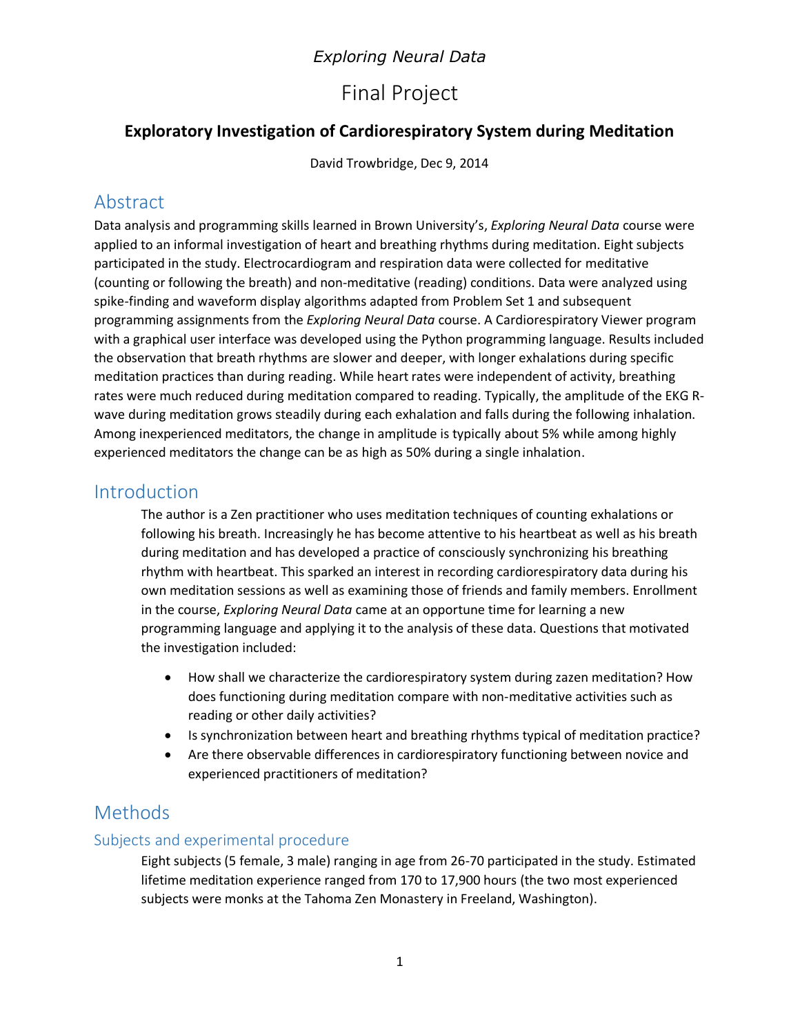*Exploring Neural Data*

# Final Project

## Exploratory Investigation of Cardiorespiratory System during Meditation

David Trowbridge, Dec 9, 2014

## Abstract

Data analysis and programming skills learned in Brown University's, *Exploring Neural Data* course were applied to an informal investigation of heart and breathing rhythms during meditation. Eight subjects participated in the study. Electrocardiogram and respiration data were collected for meditative (counting or following the breath) and non-meditative (reading) conditions. Data were analyzed using spike-finding and waveform display algorithms adapted from Problem Set 1 and subsequent programming assignments from the *Exploring Neural Data* course. A Cardiorespiratory Viewer program with a graphical user interface was developed using the Python programming language. Results included the observation that breath rhythms are slower and deeper, with longer exhalations during specific meditation practices than during reading. While heart rates were independent of activity, breathing rates were much reduced during meditation compared to reading. Typically, the amplitude of the EKG R-wave during meditation grows steadily during each exhalation and falls during the following inhalation. Among inexperienced meditators, the change in amplitude is typically about 5% while among highly experienced meditators the change can be as high as 50% during a single inhalation.

## Introduction

The author is a Zen practitioner who uses meditation techniques of counting exhalations or following his breath. Increasingly he has become attentive to his heartbeat as well as his breath during meditation and has developed a practice of consciously synchronizing his breathing rhythm with heartbeat. This sparked an interest in recording cardiorespiratory data during his own meditation sessions as well as examining those of friends and family members. Enrollment in the course, *Exploring Neural Data* came at an opportune time for learning a new programming language and applying it to the analysis of these data. Questions that motivated the investigation included:

- How shall we characterize the cardiorespiratory system during zazen meditation? How does functioning during meditation compare with non-meditative activities such as reading or other daily activities?
- Is synchronization between heart and breathing rhythms typical of meditation practice?
- Are there observable differences in cardiorespiratory functioning between novice and experienced practitioners of meditation?

## Methods

### Subjects and experimental procedure

Eight subjects (5 female, 3 male) ranging in age from 26-70 participated in the study. Estimated lifetime meditation experience ranged from 170 to 17,900 hours (the two most experienced subjects were monks at the Tahoma Zen Monastery in Freeland, Washington).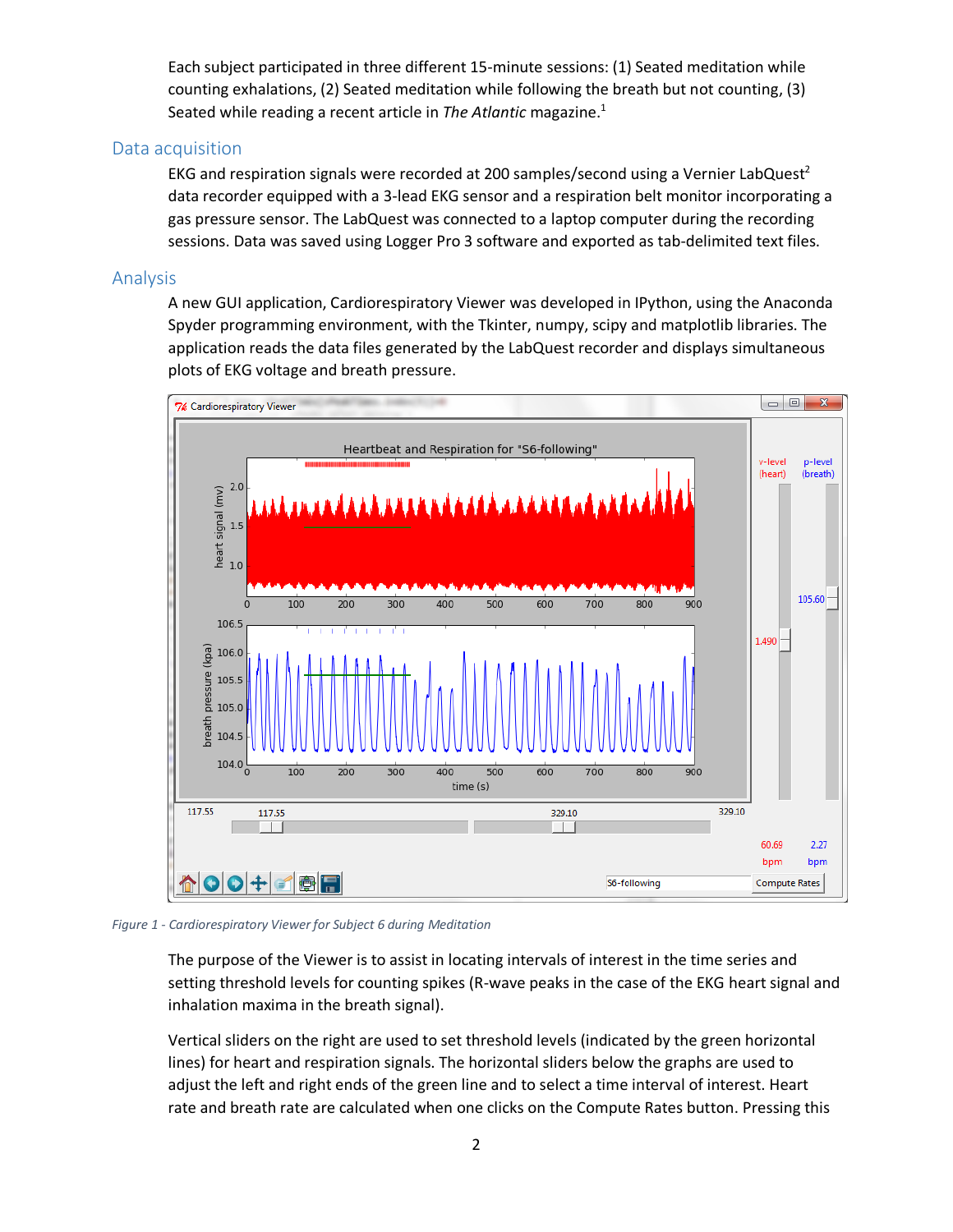Each subject participated in three different 15-minute sessions: (1) Seated meditation while counting exhalations, (2) Seated meditation while following the breath but not counting, (3) Seated while reading a recent article in *The Atlantic* magazine.[1]

## Data acquisition

EKG and respiration signals were recorded at 200 samples/second using a Vernier LabQuest[2] data recorder equipped with a 3-lead EKG sensor and a respiration belt monitor incorporating a gas pressure sensor. The LabQuest was connected to a laptop computer during the recording sessions. Data was saved using Logger Pro 3 software and exported as tab-delimited text files.

## Analysis

A new GUI application, Cardiorespiratory Viewer was developed in IPython, using the Anaconda Spyder programming environment, with the Tkinter, numpy, scipy and matplotlib libraries. The application reads the data files generated by the LabQuest recorder and displays simultaneous plots of EKG voltage and breath pressure.

*Figure 1 - Cardiorespiratory Viewer for Subject 6 during Meditation*

The purpose of the Viewer is to assist in locating intervals of interest in the time series and setting threshold levels for counting spikes (R-wave peaks in the case of the EKG heart signal and inhalation maxima in the breath signal).

Vertical sliders on the right are used to set threshold levels (indicated by the green horizontal lines) for heart and respiration signals. The horizontal sliders below the graphs are used to adjust the left and right ends of the green line and to select a time interval of interest. Heart rate and breath rate are calculated when one clicks on the Compute Rates button. Pressing this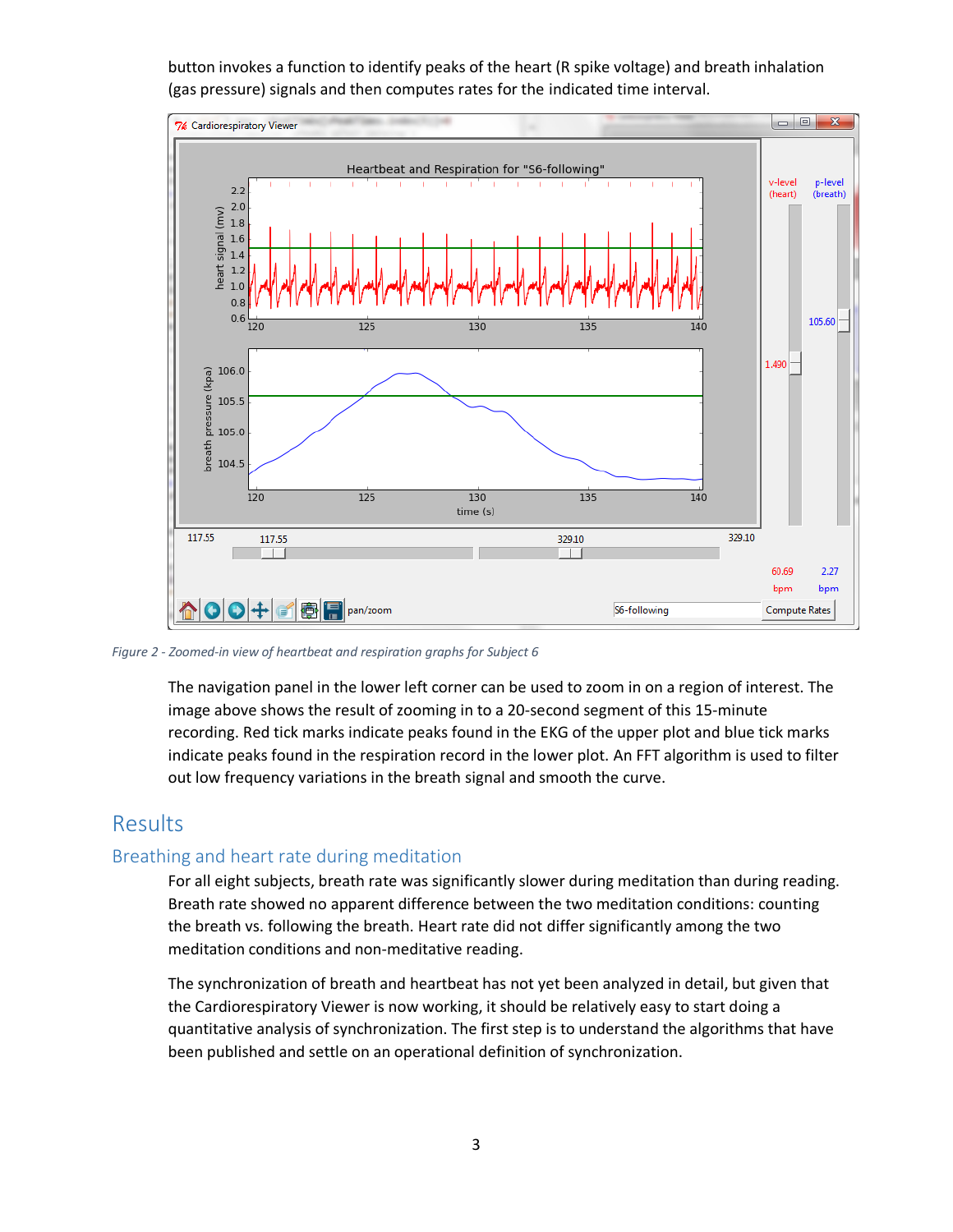button invokes a function to identify peaks of the heart (R spike voltage) and breath inhalation (gas pressure) signals and then computes rates for the indicated time interval.

*Figure 2 - Zoomed-in view of heartbeat and respiration graphs for Subject 6*

The navigation panel in the lower left corner can be used to zoom in on a region of interest. The image above shows the result of zooming in to a 20-second segment of this 15-minute recording. Red tick marks indicate peaks found in the EKG of the upper plot and blue tick marks indicate peaks found in the respiration record in the lower plot. An FFT algorithm is used to filter out low frequency variations in the breath signal and smooth the curve.

# Results

## Breathing and heart rate during meditation

For all eight subjects, breath rate was significantly slower during meditation than during reading. Breath rate showed no apparent difference between the two meditation conditions: counting the breath vs. following the breath. Heart rate did not differ significantly among the two meditation conditions and non-meditative reading.

The synchronization of breath and heartbeat has not yet been analyzed in detail, but given that the Cardiorespiratory Viewer is now working, it should be relatively easy to start doing a quantitative analysis of synchronization. The first step is to understand the algorithms that have been published and settle on an operational definition of synchronization.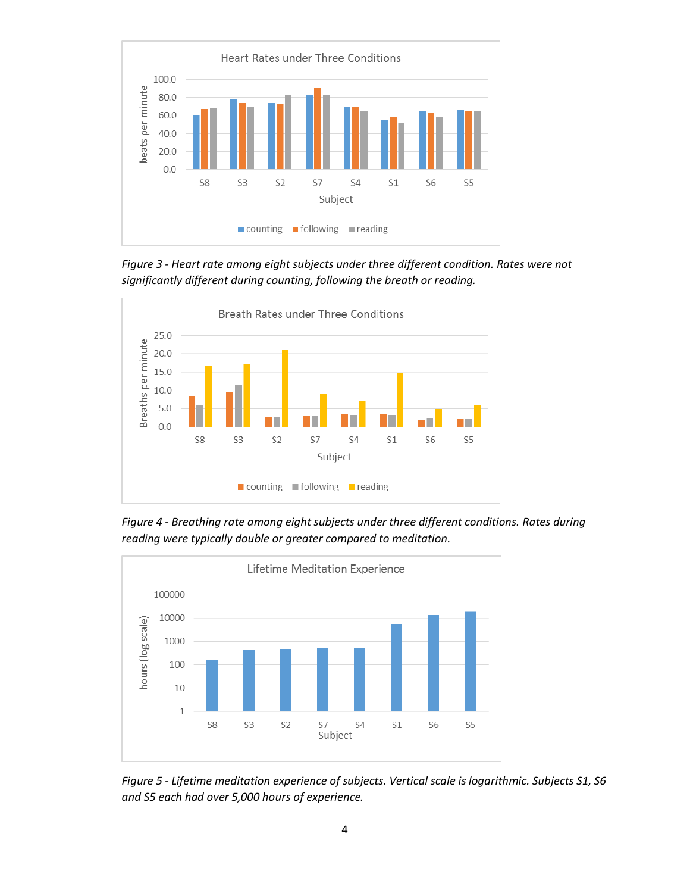*Figure 3 - Heart rate among eight subjects under three different condition. Rates were not significantly different during counting, following the breath or reading.*

*Figure 4 - Breathing rate among eight subjects under three different conditions. Rates during reading were typically double or greater compared to meditation.*

*Figure 5 - Lifetime meditation experience of subjects. Vertical scale is logarithmic. Subjects S1, S6 and S5 each had over 5,000 hours of experience.*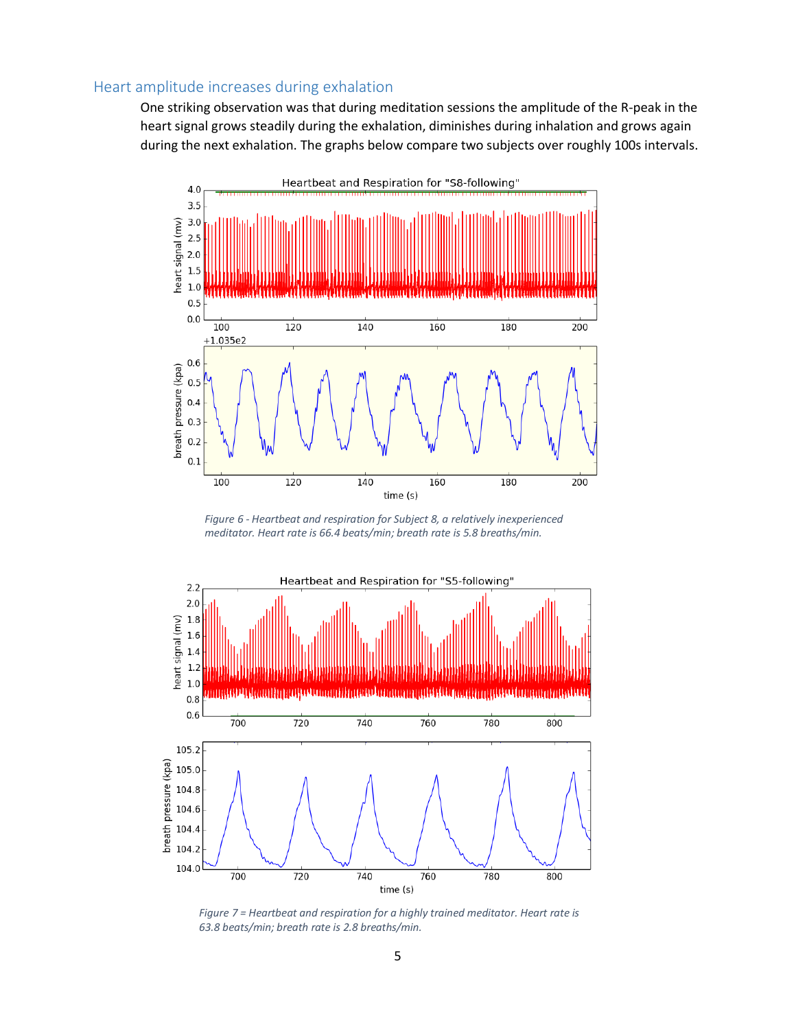## Heart amplitude increases during exhalation

One striking observation was that during meditation sessions the amplitude of the R-peak in the heart signal grows steadily during the exhalation, diminishes during inhalation and grows again during the next exhalation. The graphs below compare two subjects over roughly 100s intervals.

*Figure 6 - Heartbeat and respiration for Subject 8, a relatively inexperienced meditator. Heart rate is 66.4 beats/min; breath rate is 5.8 breaths/min.*

*Figure 7 = Heartbeat and respiration for a highly trained meditator. Heart rate is 63.8 beats/min; breath rate is 2.8 breaths/min.*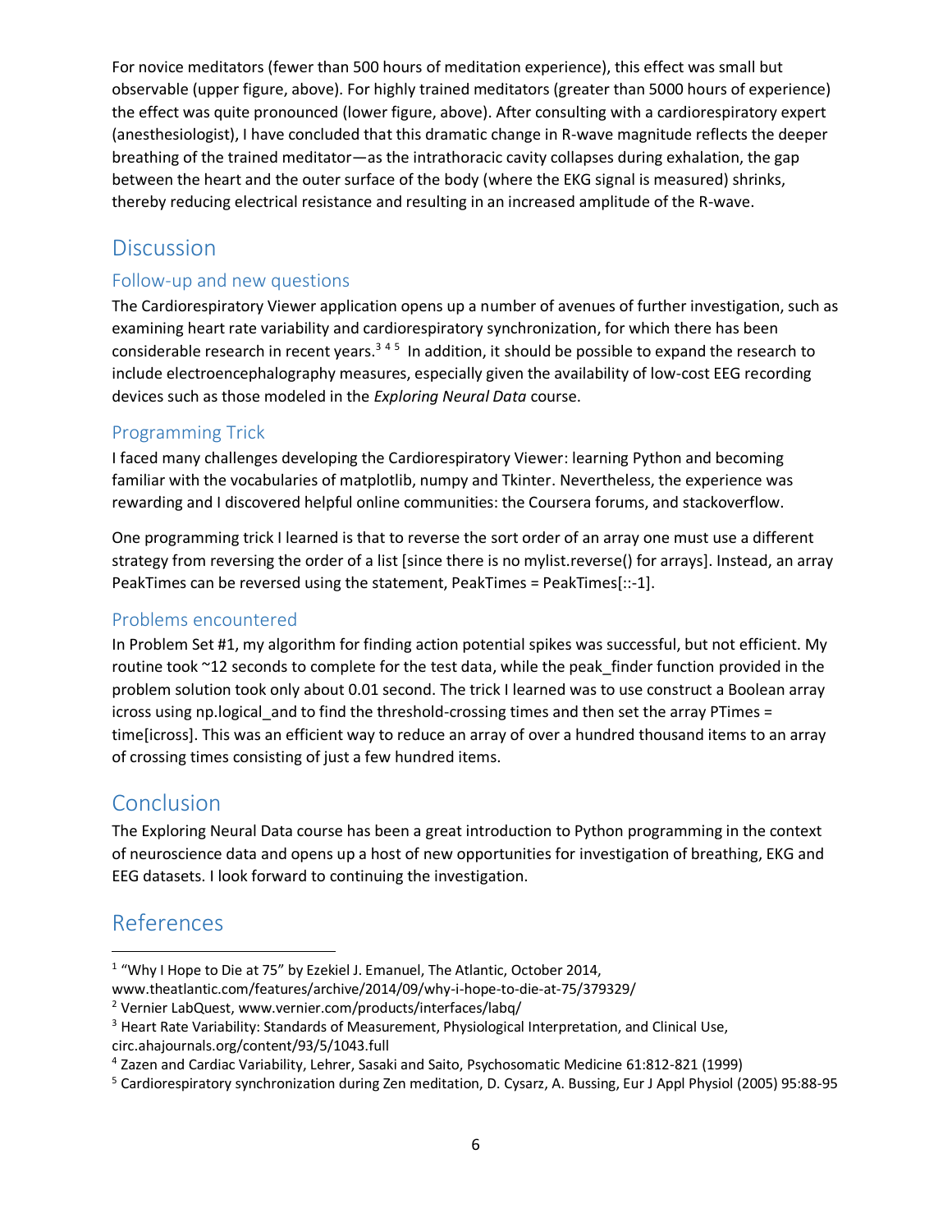For novice meditators (fewer than 500 hours of meditation experience), this effect was small but observable (upper figure, above). For highly trained meditators (greater than 5000 hours of experience) the effect was quite pronounced (lower figure, above). After consulting with a cardiorespiratory expert (anesthesiologist), I have concluded that this dramatic change in R-wave magnitude reflects the deeper breathing of the trained meditator—as the intrathoracic cavity collapses during exhalation, the gap between the heart and the outer surface of the body (where the EKG signal is measured) shrinks, thereby reducing electrical resistance and resulting in an increased amplitude of the R-wave.

# Discussion

## Follow-up and new questions

The Cardiorespiratory Viewer application opens up a number of avenues of further investigation, such as examining heart rate variability and cardiorespiratory synchronization, for which there has been considerable research in recent years.[3] [4] [5] In addition, it should be possible to expand the research to include electroencephalography measures, especially given the availability of low-cost EEG recording devices such as those modeled in the *Exploring Neural Data* course.

## Programming Trick

I faced many challenges developing the Cardiorespiratory Viewer: learning Python and becoming familiar with the vocabularies of matplotlib, numpy and Tkinter. Nevertheless, the experience was rewarding and I discovered helpful online communities: the Coursera forums, and stackoverflow.

One programming trick I learned is that to reverse the sort order of an array one must use a different strategy from reversing the order of a list [since there is no mylist.reverse() for arrays]. Instead, an array PeakTimes can be reversed using the statement, PeakTimes = PeakTimes[::-1].

## Problems encountered

In Problem Set #1, my algorithm for finding action potential spikes was successful, but not efficient. My routine took ~12 seconds to complete for the test data, while the peak_finder function provided in the problem solution took only about 0.01 second. The trick I learned was to use construct a Boolean array icross using np.logical_and to find the threshold-crossing times and then set the array PTimes = time[icross]. This was an efficient way to reduce an array of over a hundred thousand items to an array of crossing times consisting of just a few hundred items.

# Conclusion

The Exploring Neural Data course has been a great introduction to Python programming in the context of neuroscience data and opens up a host of new opportunities for investigation of breathing, EKG and EEG datasets. I look forward to continuing the investigation.

# References

[1] "Why I Hope to Die at 75" by Ezekiel J. Emanuel, The Atlantic, October 2014, www.theatlantic.com/features/archive/2014/09/why-i-hope-to-die-at-75/379329/

[2] Vernier LabQuest, www.vernier.com/products/interfaces/labq/

[3] Heart Rate Variability: Standards of Measurement, Physiological Interpretation, and Clinical Use, circ.ahajournals.org/content/93/5/1043.full

[4] Zazen and Cardiac Variability, Lehrer, Sasaki and Saito, Psychosomatic Medicine 61:812-821 (1999)

[5] Cardiorespiratory synchronization during Zen meditation, D. Cysarz, A. Bussing, Eur J Appl Physiol (2005) 95:88-95